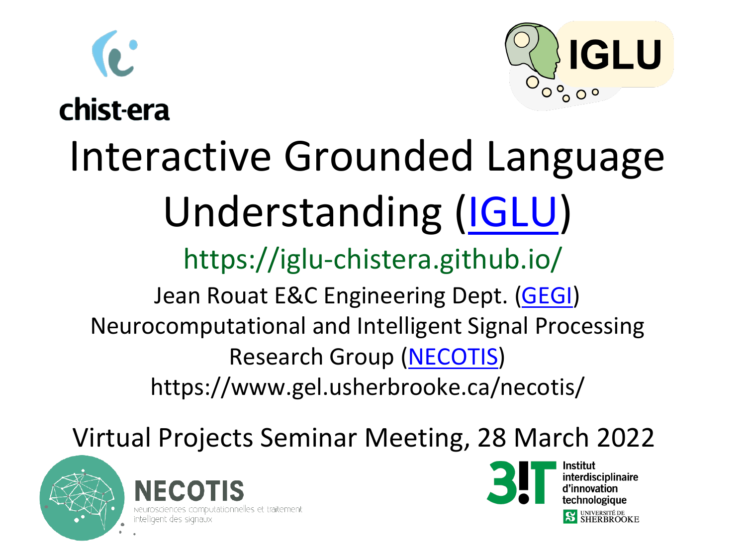chist-era

IGLU

# Interactive Grounded Language Understanding (IGLU)

https://iglu-chistera.github.io/

Jean Rouat E&C Engineering Dept. (GEGI)
Neurocomputational and Intelligent Signal Processing Research Group (NECOTIS)
https://www.gel.usherbrooke.ca/necotis/

Virtual Projects Seminar Meeting, 28 March 2022

NECOTIS
Neurosciences computationnelles et traitement intelligent des signaux

3IT Institut interdisciplinaire d'innovation technologique
Université de Sherbrooke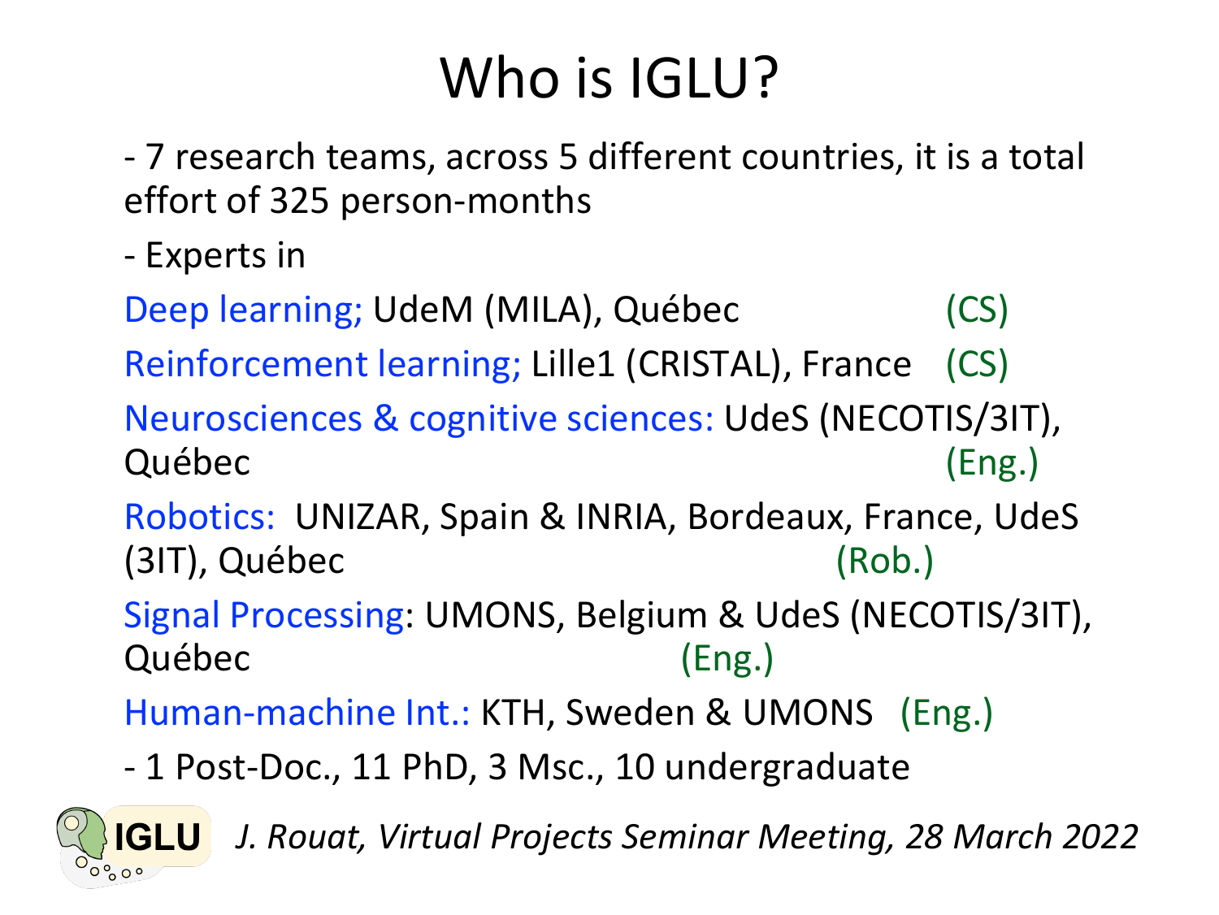# Who is IGLU?

- 7 research teams, across 5 different countries, it is a total effort of 325 person-months

- Experts in

Deep learning; UdeM (MILA), Québec (CS)

Reinforcement learning; Lille1 (CRISTAL), France (CS)

Neurosciences & cognitive sciences: UdeS (NECOTIS/3IT), Québec (Eng.)

Robotics: UNIZAR, Spain & INRIA, Bordeaux, France, UdeS (3IT), Québec (Rob.)

Signal Processing: UMONS, Belgium & UdeS (NECOTIS/3IT), Québec (Eng.)

Human-machine Int.: KTH, Sweden & UMONS (Eng.)

- 1 Post-Doc., 11 PhD, 3 Msc., 10 undergraduate

IGLU *J. Rouat, Virtual Projects Seminar Meeting, 28 March 2022*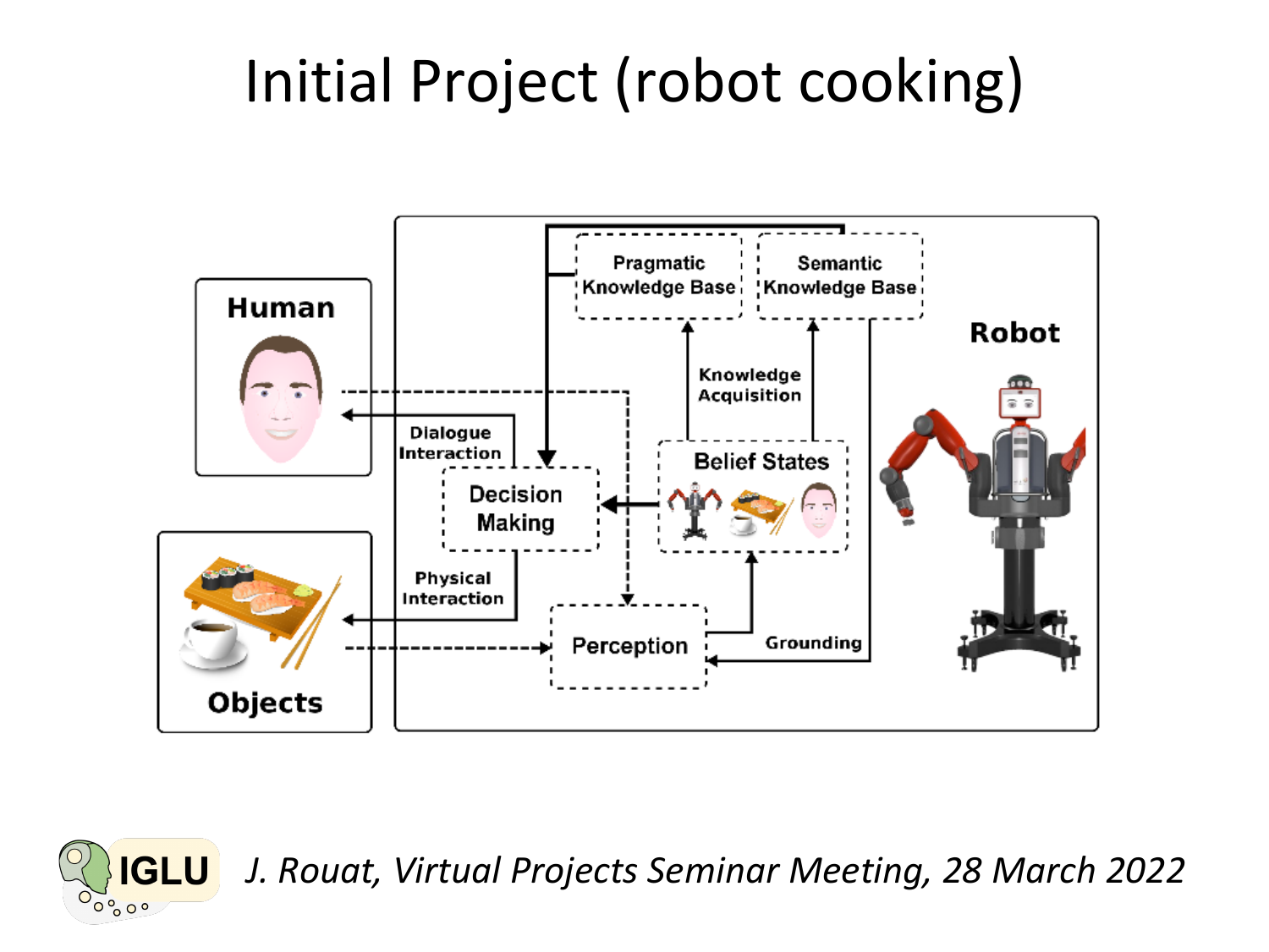# Initial Project (robot cooking)

Human

Objects

Robot

Pragmatic Knowledge Base

Semantic Knowledge Base

Knowledge Acquisition

Belief States

Decision Making

Dialogue Interaction

Physical Interaction

Perception

Grounding

IGLU *J. Rouat, Virtual Projects Seminar Meeting, 28 March 2022*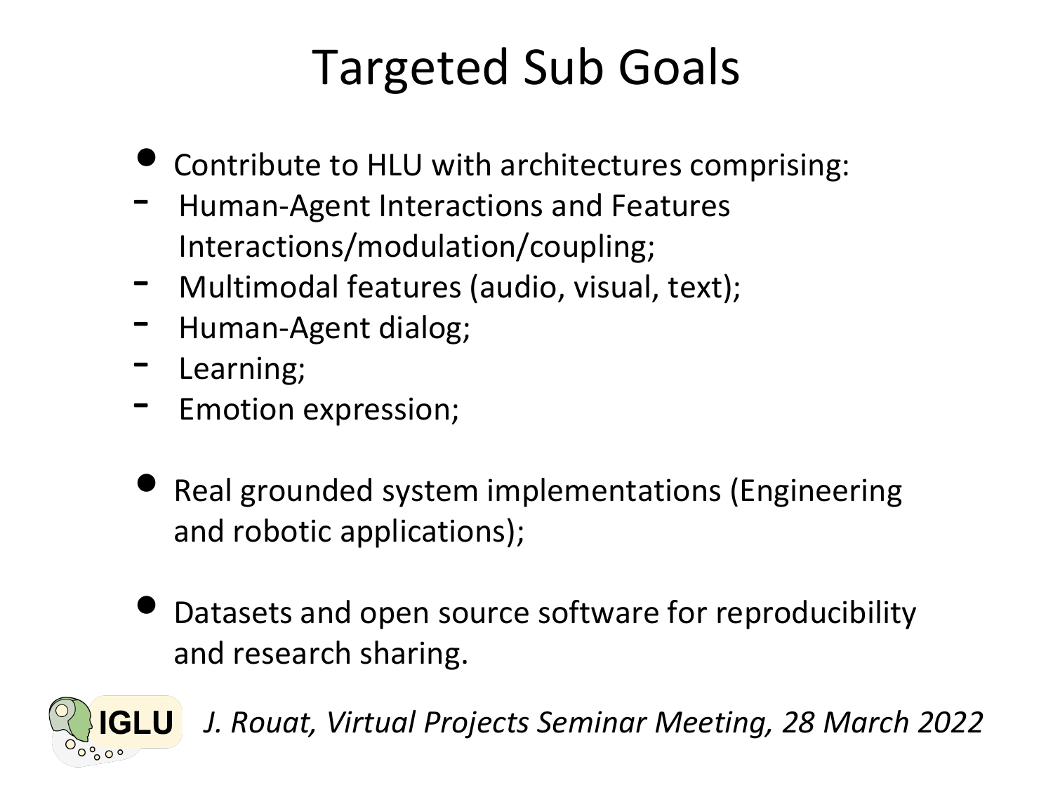# Targeted Sub Goals

- Contribute to HLU with architectures comprising:
  - Human-Agent Interactions and Features Interactions/modulation/coupling;
  - Multimodal features (audio, visual, text);
  - Human-Agent dialog;
  - Learning;
  - Emotion expression;

- Real grounded system implementations (Engineering and robotic applications);

- Datasets and open source software for reproducibility and research sharing.

IGLU *J. Rouat, Virtual Projects Seminar Meeting, 28 March 2022*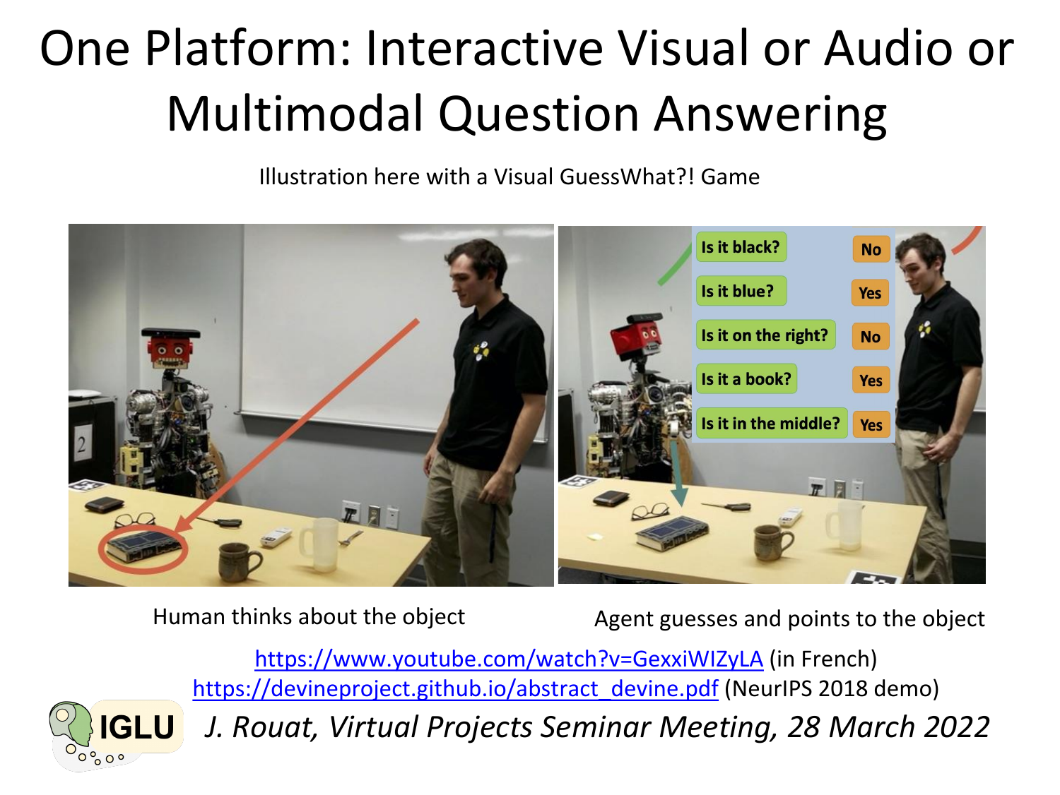# One Platform: Interactive Visual or Audio or Multimodal Question Answering

Illustration here with a Visual GuessWhat?! Game

| Question | Answer |
| --- | --- |
| Is it black? | No |
| Is it blue? | Yes |
| Is it on the right? | No |
| Is it a book? | Yes |
| Is it in the middle? | Yes |

Human thinks about the object

Agent guesses and points to the object

https://www.youtube.com/watch?v=GexxiWIZyLA (in French)

https://devineproject.github.io/abstract_devine.pdf (NeurIPS 2018 demo)

IGLU

*J. Rouat, Virtual Projects Seminar Meeting, 28 March 2022*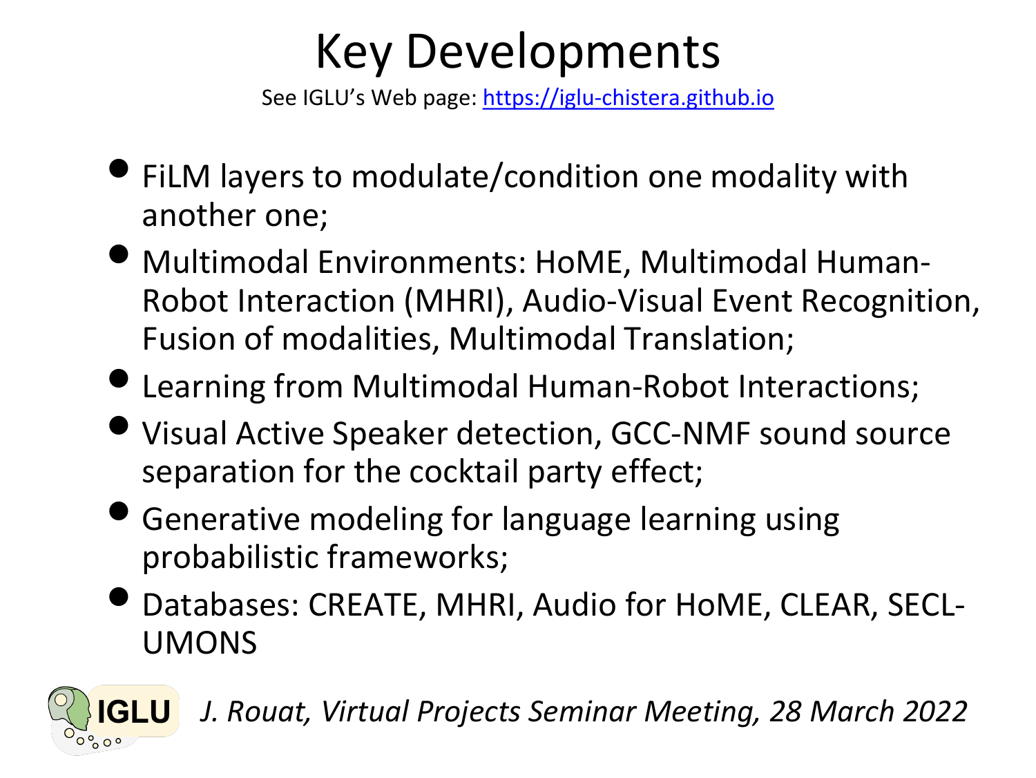# Key Developments

See IGLU's Web page: [https://iglu-chistera.github.io](https://iglu-chistera.github.io)

- FiLM layers to modulate/condition one modality with another one;
- Multimodal Environments: HoME, Multimodal Human-Robot Interaction (MHRI), Audio-Visual Event Recognition, Fusion of modalities, Multimodal Translation;
- Learning from Multimodal Human-Robot Interactions;
- Visual Active Speaker detection, GCC-NMF sound source separation for the cocktail party effect;
- Generative modeling for language learning using probabilistic frameworks;
- Databases: CREATE, MHRI, Audio for HoME, CLEAR, SECL-UMONS

IGLU *J. Rouat, Virtual Projects Seminar Meeting, 28 March 2022*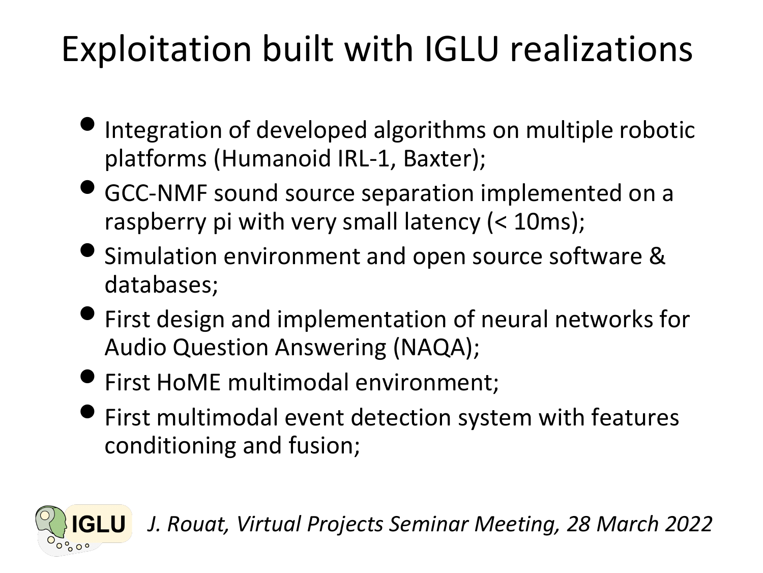# Exploitation built with IGLU realizations

- Integration of developed algorithms on multiple robotic platforms (Humanoid IRL-1, Baxter);
- GCC-NMF sound source separation implemented on a raspberry pi with very small latency (< 10ms);
- Simulation environment and open source software & databases;
- First design and implementation of neural networks for Audio Question Answering (NAQA);
- First HoME multimodal environment;
- First multimodal event detection system with features conditioning and fusion;

*J. Rouat, Virtual Projects Seminar Meeting, 28 March 2022*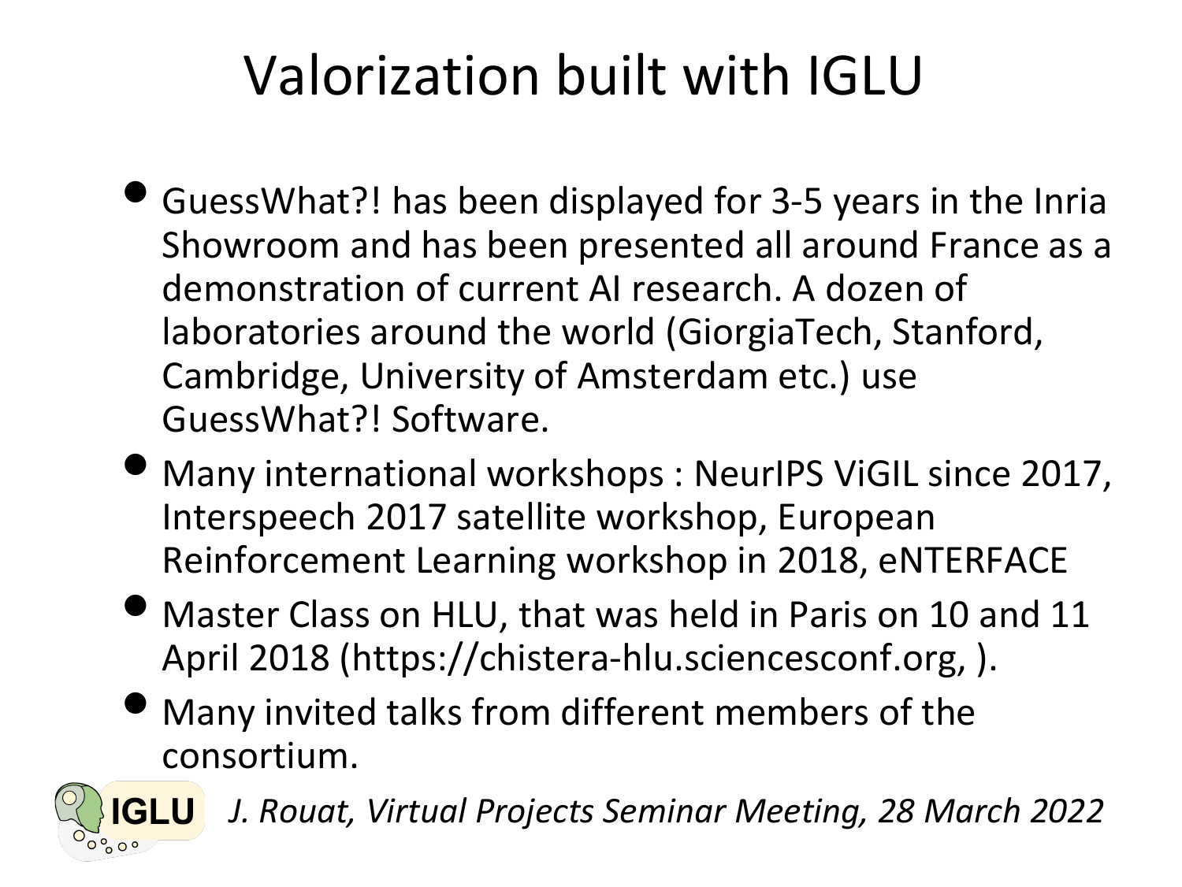# Valorization built with IGLU

- GuessWhat?! has been displayed for 3-5 years in the Inria Showroom and has been presented all around France as a demonstration of current AI research. A dozen of laboratories around the world (GiorgiaTech, Stanford, Cambridge, University of Amsterdam etc.) use GuessWhat?! Software.
- Many international workshops : NeurIPS ViGIL since 2017, Interspeech 2017 satellite workshop, European Reinforcement Learning workshop in 2018, eNTERFACE
- Master Class on HLU, that was held in Paris on 10 and 11 April 2018 (https://chistera-hlu.sciencesconf.org, ).
- Many invited talks from different members of the consortium.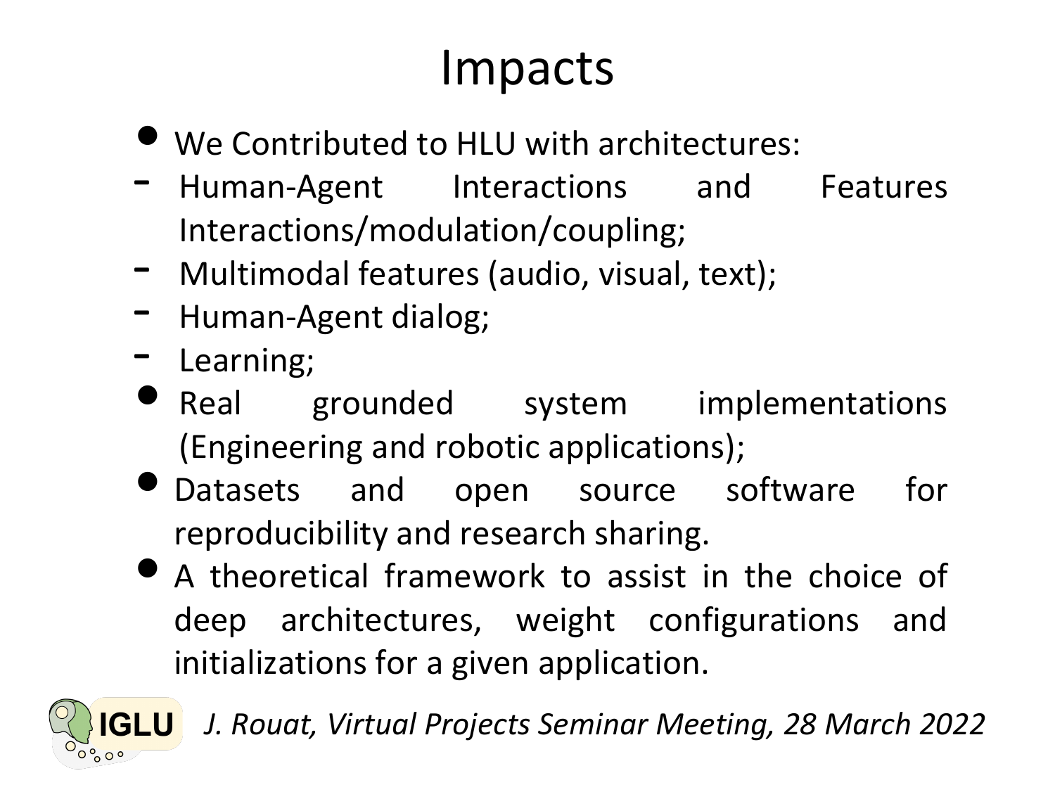# Impacts

- We Contributed to HLU with architectures:
  - Human-Agent Interactions and Features Interactions/modulation/coupling;
  - Multimodal features (audio, visual, text);
  - Human-Agent dialog;
  - Learning;
- Real grounded system implementations (Engineering and robotic applications);
- Datasets and open source software for reproducibility and research sharing.
- A theoretical framework to assist in the choice of deep architectures, weight configurations and initializations for a given application.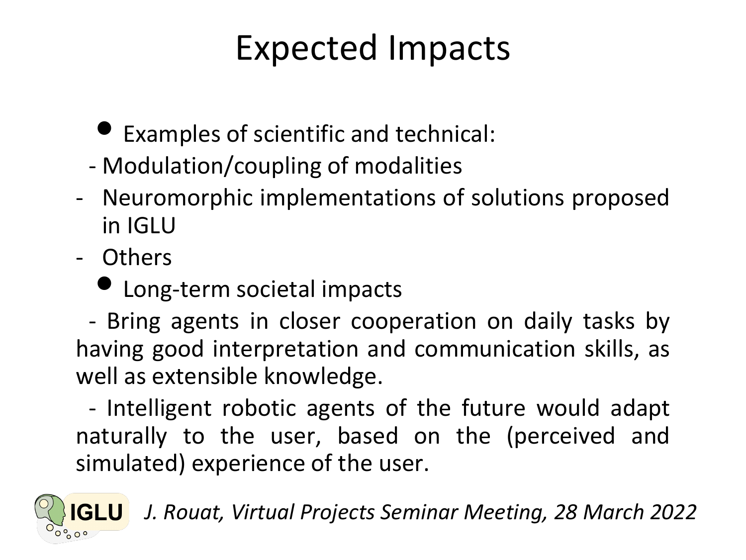# Expected Impacts

- Examples of scientific and technical:
  - Modulation/coupling of modalities
  - Neuromorphic implementations of solutions proposed in IGLU
  - Others
- Long-term societal impacts
  - Bring agents in closer cooperation on daily tasks by having good interpretation and communication skills, as well as extensible knowledge.
  - Intelligent robotic agents of the future would adapt naturally to the user, based on the (perceived and simulated) experience of the user.

*J. Rouat, Virtual Projects Seminar Meeting, 28 March 2022*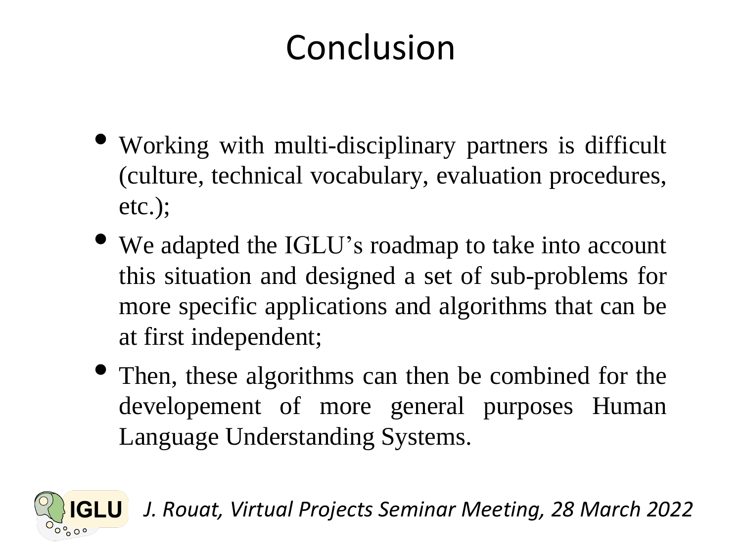# Conclusion

- Working with multi-disciplinary partners is difficult (culture, technical vocabulary, evaluation procedures, etc.);
- We adapted the IGLU's roadmap to take into account this situation and designed a set of sub-problems for more specific applications and algorithms that can be at first independent;
- Then, these algorithms can then be combined for the developement of more general purposes Human Language Understanding Systems.

IGLU *J. Rouat, Virtual Projects Seminar Meeting, 28 March 2022*